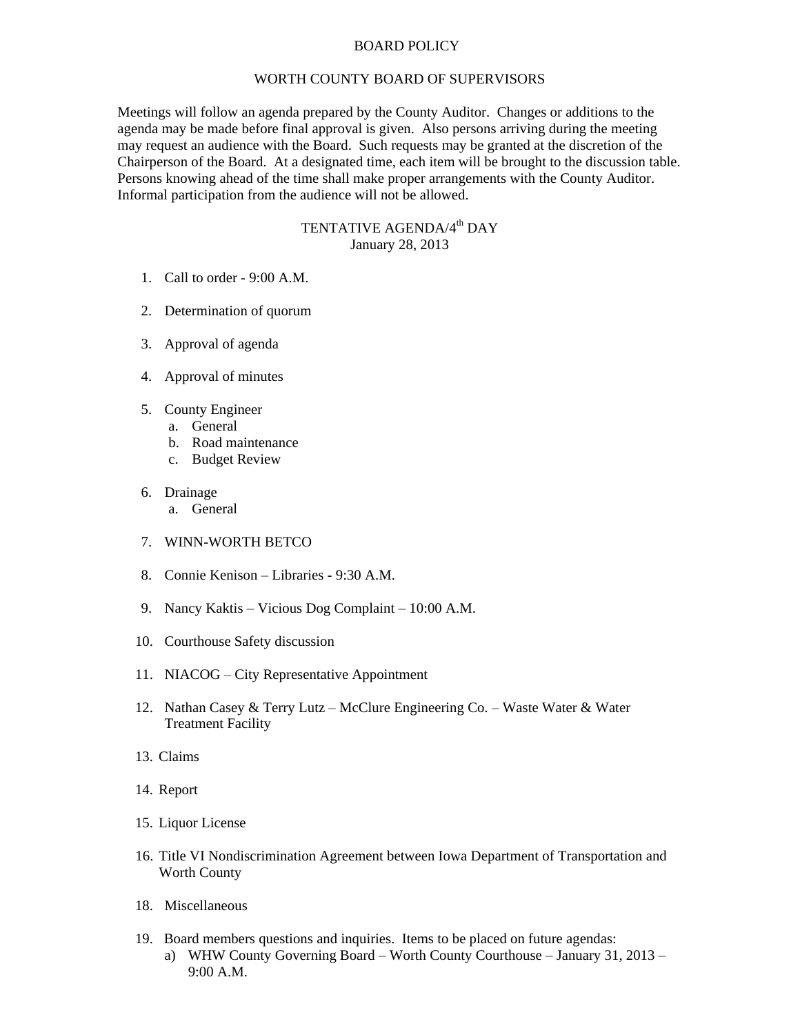# BOARD POLICY

## WORTH COUNTY BOARD OF SUPERVISORS

Meetings will follow an agenda prepared by the County Auditor. Changes or additions to the agenda may be made before final approval is given. Also persons arriving during the meeting may request an audience with the Board. Such requests may be granted at the discretion of the Chairperson of the Board. At a designated time, each item will be brought to the discussion table. Persons knowing ahead of the time shall make proper arrangements with the County Auditor. Informal participation from the audience will not be allowed.

## TENTATIVE AGENDA/4th DAY
January 28, 2013

1. Call to order - 9:00 A.M.
2. Determination of quorum
3. Approval of agenda
4. Approval of minutes
5. County Engineer
    a. General
    b. Road maintenance
    c. Budget Review
6. Drainage
    a. General
7. WINN-WORTH BETCO
8. Connie Kenison – Libraries - 9:30 A.M.
9. Nancy Kaktis – Vicious Dog Complaint – 10:00 A.M.
10. Courthouse Safety discussion
11. NIACOG – City Representative Appointment
12. Nathan Casey & Terry Lutz – McClure Engineering Co. – Waste Water & Water Treatment Facility
13. Claims
14. Report
15. Liquor License
16. Title VI Nondiscrimination Agreement between Iowa Department of Transportation and Worth County

18. Miscellaneous

19. Board members questions and inquiries. Items to be placed on future agendas:
    a) WHW County Governing Board – Worth County Courthouse – January 31, 2013 – 9:00 A.M.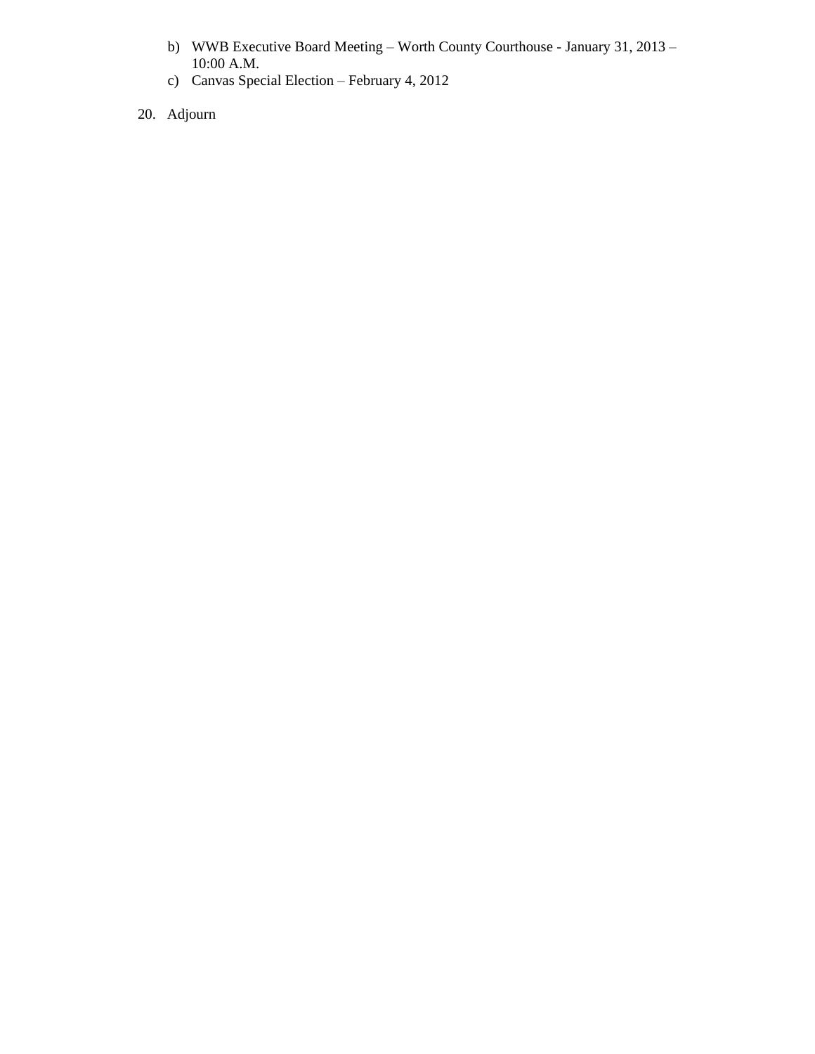b) WWB Executive Board Meeting – Worth County Courthouse - January 31, 2013 – 10:00 A.M.
c) Canvas Special Election – February 4, 2012

20. Adjourn